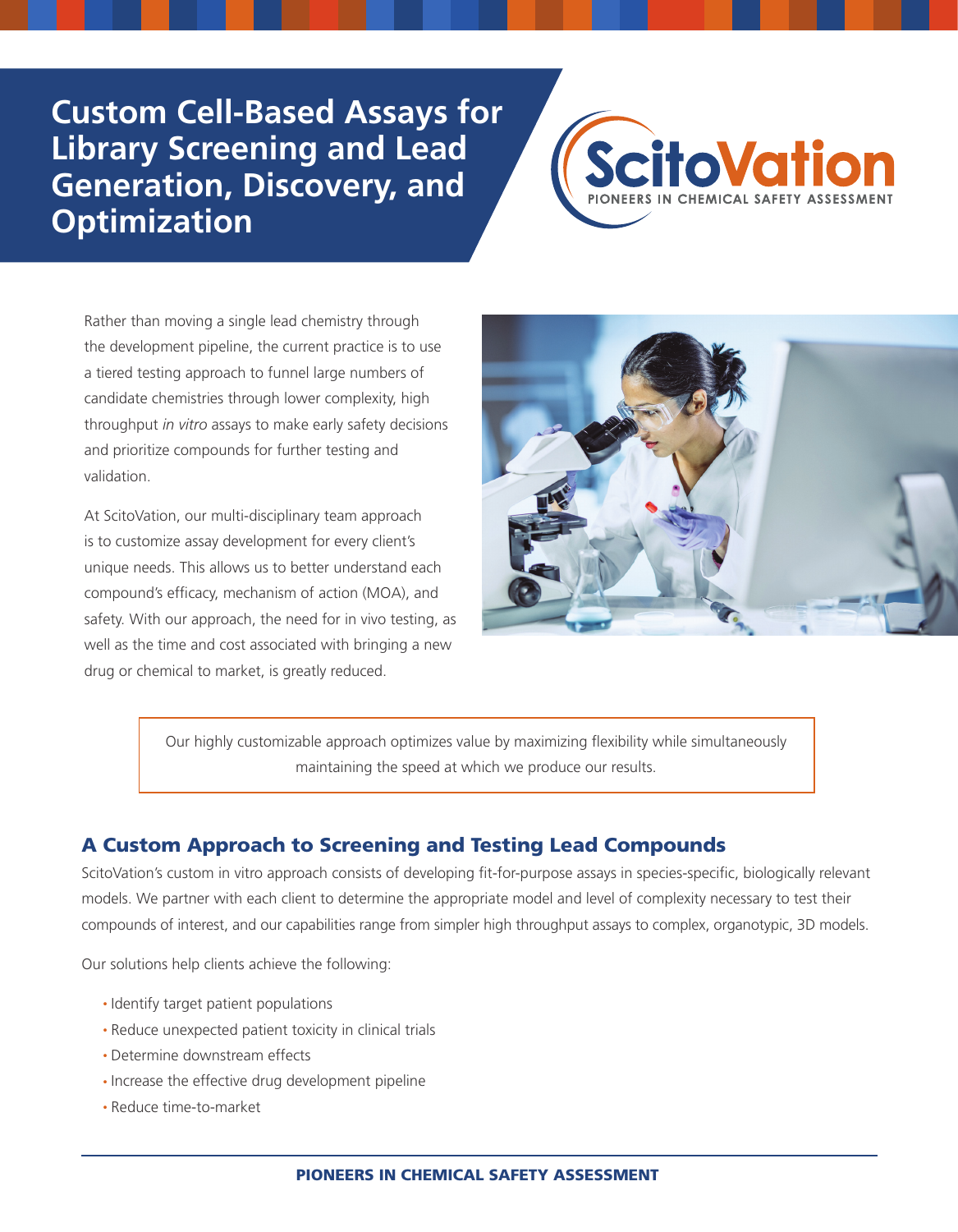# Custom Cell-Based Assays for Library Screening and Lead Generation, Discovery, and Optimization

ScitoVation
PIONEERS IN CHEMICAL SAFETY ASSESSMENT

Rather than moving a single lead chemistry through the development pipeline, the current practice is to use a tiered testing approach to funnel large numbers of candidate chemistries through lower complexity, high throughput *in vitro* assays to make early safety decisions and prioritize compounds for further testing and validation.

At ScitoVation, our multi-disciplinary team approach is to customize assay development for every client's unique needs. This allows us to better understand each compound's efficacy, mechanism of action (MOA), and safety. With our approach, the need for in vivo testing, as well as the time and cost associated with bringing a new drug or chemical to market, is greatly reduced.

> Our highly customizable approach optimizes value by maximizing flexibility while simultaneously maintaining the speed at which we produce our results.

## A Custom Approach to Screening and Testing Lead Compounds

ScitoVation's custom in vitro approach consists of developing fit-for-purpose assays in species-specific, biologically relevant models. We partner with each client to determine the appropriate model and level of complexity necessary to test their compounds of interest, and our capabilities range from simpler high throughput assays to complex, organotypic, 3D models.

Our solutions help clients achieve the following:

- Identify target patient populations
- Reduce unexpected patient toxicity in clinical trials
- Determine downstream effects
- Increase the effective drug development pipeline
- Reduce time-to-market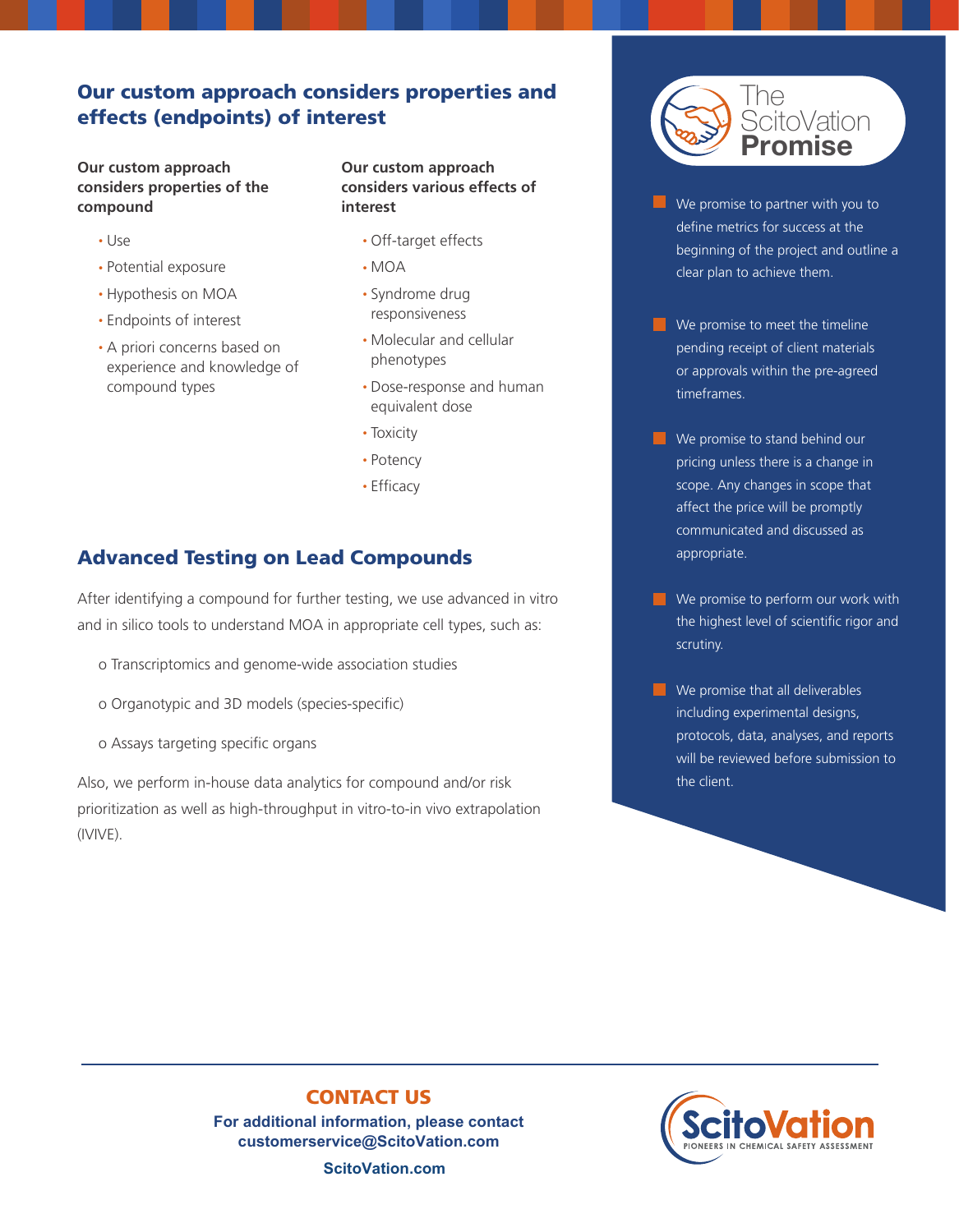## Our custom approach considers properties and effects (endpoints) of interest

**Our custom approach considers properties of the compound**

- Use
- Potential exposure
- Hypothesis on MOA
- Endpoints of interest
- A priori concerns based on experience and knowledge of compound types

**Our custom approach considers various effects of interest**

- Off-target effects
- MOA
- Syndrome drug responsiveness
- Molecular and cellular phenotypes
- Dose-response and human equivalent dose
- Toxicity
- Potency
- Efficacy

## Advanced Testing on Lead Compounds

After identifying a compound for further testing, we use advanced in vitro and in silico tools to understand MOA in appropriate cell types, such as:

- Transcriptomics and genome-wide association studies
- Organotypic and 3D models (species-specific)
- Assays targeting specific organs

Also, we perform in-house data analytics for compound and/or risk prioritization as well as high-throughput in vitro-to-in vivo extrapolation (IVIVE).

## The ScitoVation Promise

- We promise to partner with you to define metrics for success at the beginning of the project and outline a clear plan to achieve them.
- We promise to meet the timeline pending receipt of client materials or approvals within the pre-agreed timeframes.
- We promise to stand behind our pricing unless there is a change in scope. Any changes in scope that affect the price will be promptly communicated and discussed as appropriate.
- We promise to perform our work with the highest level of scientific rigor and scrutiny.
- We promise that all deliverables including experimental designs, protocols, data, analyses, and reports will be reviewed before submission to the client.

## CONTACT US

**For additional information, please contact customerservice@ScitoVation.com**

**ScitoVation.com**

ScitoVation
PIONEERS IN CHEMICAL SAFETY ASSESSMENT